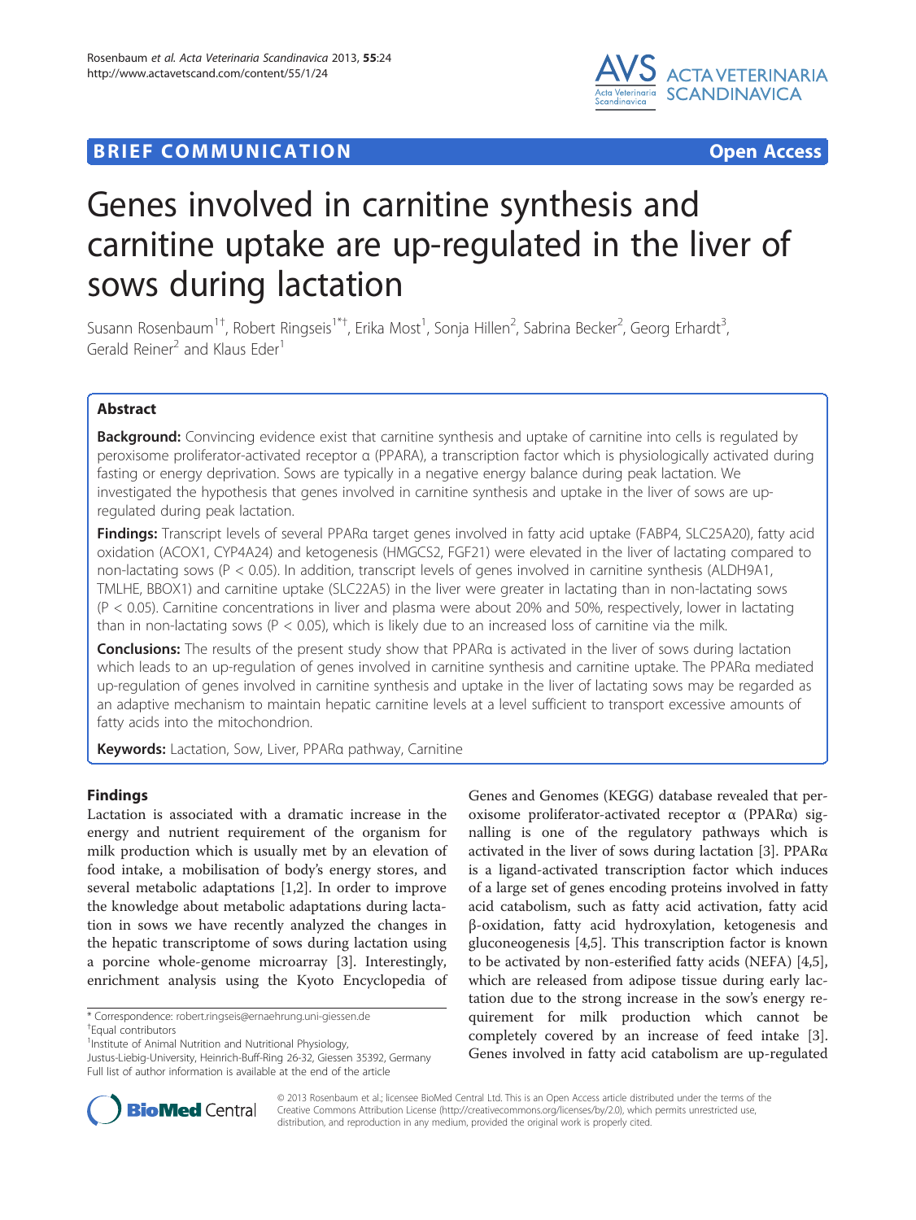**BRIEF COMMUNICATION** **Open Access**

# Genes involved in carnitine synthesis and carnitine uptake are up-regulated in the liver of sows during lactation

Susann Rosenbaum[1†], Robert Ringseis[1*†], Erika Most[1], Sonja Hillen[2], Sabrina Becker[2], Georg Erhardt[3], Gerald Reiner[2] and Klaus Eder[1]

## Abstract

**Background:** Convincing evidence exist that carnitine synthesis and uptake of carnitine into cells is regulated by peroxisome proliferator-activated receptor α (PPARA), a transcription factor which is physiologically activated during fasting or energy deprivation. Sows are typically in a negative energy balance during peak lactation. We investigated the hypothesis that genes involved in carnitine synthesis and uptake in the liver of sows are up-regulated during peak lactation.

**Findings:** Transcript levels of several PPARα target genes involved in fatty acid uptake (FABP4, SLC25A20), fatty acid oxidation (ACOX1, CYP4A24) and ketogenesis (HMGCS2, FGF21) were elevated in the liver of lactating compared to non-lactating sows ($P < 0.05$). In addition, transcript levels of genes involved in carnitine synthesis (ALDH9A1, TMLHE, BBOX1) and carnitine uptake (SLC22A5) in the liver were greater in lactating than in non-lactating sows ($P < 0.05$). Carnitine concentrations in liver and plasma were about 20% and 50%, respectively, lower in lactating than in non-lactating sows ($P < 0.05$), which is likely due to an increased loss of carnitine via the milk.

**Conclusions:** The results of the present study show that PPARα is activated in the liver of sows during lactation which leads to an up-regulation of genes involved in carnitine synthesis and carnitine uptake. The PPARα mediated up-regulation of genes involved in carnitine synthesis and uptake in the liver of lactating sows may be regarded as an adaptive mechanism to maintain hepatic carnitine levels at a level sufficient to transport excessive amounts of fatty acids into the mitochondrion.

**Keywords:** Lactation, Sow, Liver, PPARα pathway, Carnitine

## Findings

Lactation is associated with a dramatic increase in the energy and nutrient requirement of the organism for milk production which is usually met by an elevation of food intake, a mobilisation of body's energy stores, and several metabolic adaptations [1,2]. In order to improve the knowledge about metabolic adaptations during lactation in sows we have recently analyzed the changes in the hepatic transcriptome of sows during lactation using a porcine whole-genome microarray [3]. Interestingly, enrichment analysis using the Kyoto Encyclopedia of Genes and Genomes (KEGG) database revealed that peroxisome proliferator-activated receptor α (PPARα) signalling is one of the regulatory pathways which is activated in the liver of sows during lactation [3]. PPARα is a ligand-activated transcription factor which induces of a large set of genes encoding proteins involved in fatty acid catabolism, such as fatty acid activation, fatty acid β-oxidation, fatty acid hydroxylation, ketogenesis and gluconeogenesis [4,5]. This transcription factor is known to be activated by non-esterified fatty acids (NEFA) [4,5], which are released from adipose tissue during early lactation due to the strong increase in the sow's energy requirement for milk production which cannot be completely covered by an increase of feed intake [3]. Genes involved in fatty acid catabolism are up-regulated

\* Correspondence: robert.ringseis@ernaehrung.uni-giessen.de
†Equal contributors
[1]Institute of Animal Nutrition and Nutritional Physiology, Justus-Liebig-University, Heinrich-Buff-Ring 26-32, Giessen 35392, Germany
Full list of author information is available at the end of the article

© 2013 Rosenbaum et al.; licensee BioMed Central Ltd. This is an Open Access article distributed under the terms of the Creative Commons Attribution License (http://creativecommons.org/licenses/by/2.0), which permits unrestricted use, distribution, and reproduction in any medium, provided the original work is properly cited.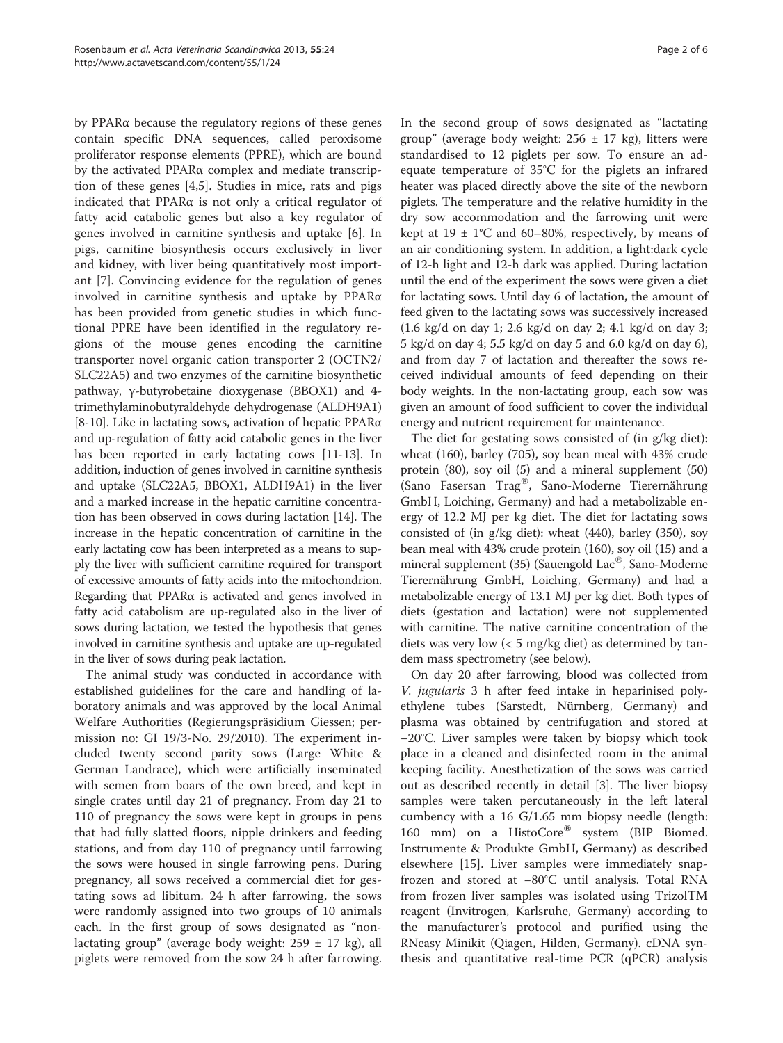by PPARα because the regulatory regions of these genes contain specific DNA sequences, called peroxisome proliferator response elements (PPRE), which are bound by the activated PPARα complex and mediate transcription of these genes [4,5]. Studies in mice, rats and pigs indicated that PPARα is not only a critical regulator of fatty acid catabolic genes but also a key regulator of genes involved in carnitine synthesis and uptake [6]. In pigs, carnitine biosynthesis occurs exclusively in liver and kidney, with liver being quantitatively most important [7]. Convincing evidence for the regulation of genes involved in carnitine synthesis and uptake by PPARα has been provided from genetic studies in which functional PPRE have been identified in the regulatory regions of the mouse genes encoding the carnitine transporter novel organic cation transporter 2 (OCTN2/SLC22A5) and two enzymes of the carnitine biosynthetic pathway, γ-butyrobetaine dioxygenase (BBOX1) and 4-trimethylaminobutyraldehyde dehydrogenase (ALDH9A1) [8-10]. Like in lactating sows, activation of hepatic PPARα and up-regulation of fatty acid catabolic genes in the liver has been reported in early lactating cows [11-13]. In addition, induction of genes involved in carnitine synthesis and uptake (SLC22A5, BBOX1, ALDH9A1) in the liver and a marked increase in the hepatic carnitine concentration has been observed in cows during lactation [14]. The increase in the hepatic concentration of carnitine in the early lactating cow has been interpreted as a means to supply the liver with sufficient carnitine required for transport of excessive amounts of fatty acids into the mitochondrion. Regarding that PPARα is activated and genes involved in fatty acid catabolism are up-regulated also in the liver of sows during lactation, we tested the hypothesis that genes involved in carnitine synthesis and uptake are up-regulated in the liver of sows during peak lactation.

The animal study was conducted in accordance with established guidelines for the care and handling of laboratory animals and was approved by the local Animal Welfare Authorities (Regierungspräsidium Giessen; permission no: GI 19/3-No. 29/2010). The experiment included twenty second parity sows (Large White & German Landrace), which were artificially inseminated with semen from boars of the own breed, and kept in single crates until day 21 of pregnancy. From day 21 to 110 of pregnancy the sows were kept in groups in pens that had fully slatted floors, nipple drinkers and feeding stations, and from day 110 of pregnancy until farrowing the sows were housed in single farrowing pens. During pregnancy, all sows received a commercial diet for gestating sows ad libitum. 24 h after farrowing, the sows were randomly assigned into two groups of 10 animals each. In the first group of sows designated as "non-lactating group" (average body weight: 259 ± 17 kg), all piglets were removed from the sow 24 h after farrowing. In the second group of sows designated as "lactating group" (average body weight: 256 ± 17 kg), litters were standardised to 12 piglets per sow. To ensure an adequate temperature of 35°C for the piglets an infrared heater was placed directly above the site of the newborn piglets. The temperature and the relative humidity in the dry sow accommodation and the farrowing unit were kept at 19 ± 1°C and 60–80%, respectively, by means of an air conditioning system. In addition, a light:dark cycle of 12-h light and 12-h dark was applied. During lactation until the end of the experiment the sows were given a diet for lactating sows. Until day 6 of lactation, the amount of feed given to the lactating sows was successively increased (1.6 kg/d on day 1; 2.6 kg/d on day 2; 4.1 kg/d on day 3; 5 kg/d on day 4; 5.5 kg/d on day 5 and 6.0 kg/d on day 6), and from day 7 of lactation and thereafter the sows received individual amounts of feed depending on their body weights. In the non-lactating group, each sow was given an amount of food sufficient to cover the individual energy and nutrient requirement for maintenance.

The diet for gestating sows consisted of (in g/kg diet): wheat (160), barley (705), soy bean meal with 43% crude protein (80), soy oil (5) and a mineral supplement (50) (Sano Fasersan Trag®, Sano-Moderne Tierernährung GmbH, Loiching, Germany) and had a metabolizable energy of 12.2 MJ per kg diet. The diet for lactating sows consisted of (in g/kg diet): wheat (440), barley (350), soy bean meal with 43% crude protein (160), soy oil (15) and a mineral supplement (35) (Sauengold Lac®, Sano-Moderne Tierernährung GmbH, Loiching, Germany) and had a metabolizable energy of 13.1 MJ per kg diet. Both types of diets (gestation and lactation) were not supplemented with carnitine. The native carnitine concentration of the diets was very low (< 5 mg/kg diet) as determined by tandem mass spectrometry (see below).

On day 20 after farrowing, blood was collected from *V. jugularis* 3 h after feed intake in heparinised polyethylene tubes (Sarstedt, Nürnberg, Germany) and plasma was obtained by centrifugation and stored at −20°C. Liver samples were taken by biopsy which took place in a cleaned and disinfected room in the animal keeping facility. Anesthetization of the sows was carried out as described recently in detail [3]. The liver biopsy samples were taken percutaneously in the left lateral cumbency with a 16 G/1.65 mm biopsy needle (length: 160 mm) on a HistoCore® system (BIP Biomed. Instrumente & Produkte GmbH, Germany) as described elsewhere [15]. Liver samples were immediately snap-frozen and stored at −80°C until analysis. Total RNA from frozen liver samples was isolated using TrizolTM reagent (Invitrogen, Karlsruhe, Germany) according to the manufacturer's protocol and purified using the RNeasy Minikit (Qiagen, Hilden, Germany). cDNA synthesis and quantitative real-time PCR (qPCR) analysis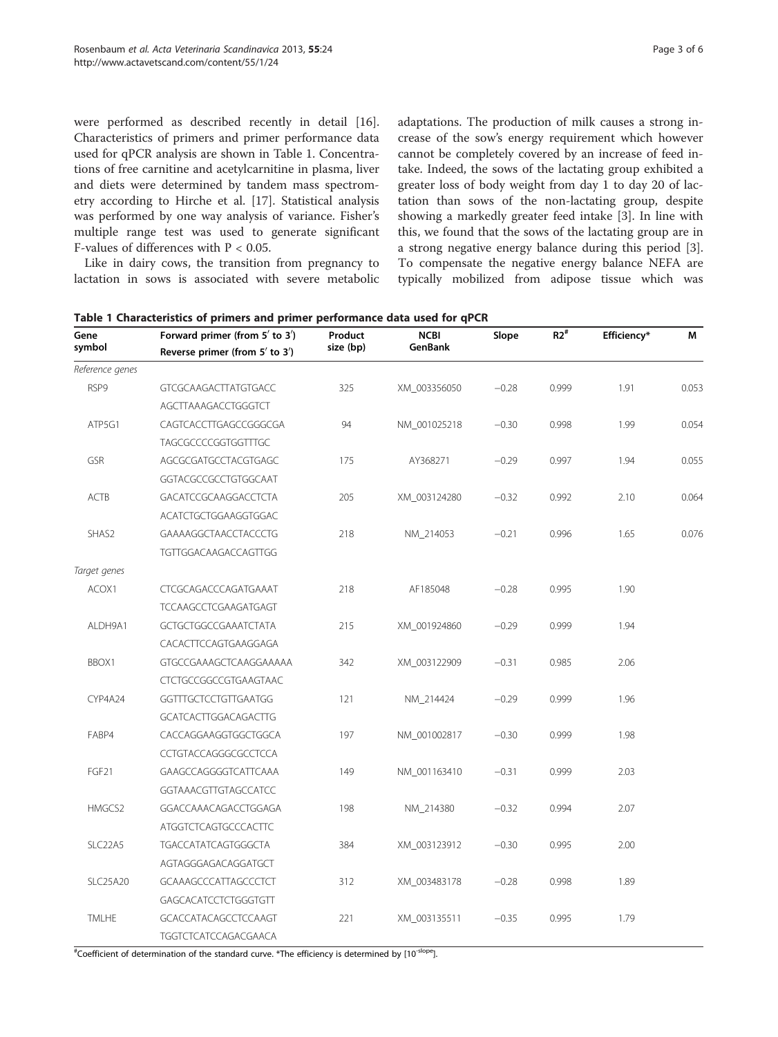were performed as described recently in detail [16]. Characteristics of primers and primer performance data used for qPCR analysis are shown in Table 1. Concentrations of free carnitine and acetylcarnitine in plasma, liver and diets were determined by tandem mass spectrometry according to Hirche et al. [17]. Statistical analysis was performed by one way analysis of variance. Fisher's multiple range test was used to generate significant F-values of differences with $P < 0.05$.

Like in dairy cows, the transition from pregnancy to lactation in sows is associated with severe metabolic adaptations. The production of milk causes a strong increase of the sow's energy requirement which however cannot be completely covered by an increase of feed intake. Indeed, the sows of the lactating group exhibited a greater loss of body weight from day 1 to day 20 of lactation than sows of the non-lactating group, despite showing a markedly greater feed intake [3]. In line with this, we found that the sows of the lactating group are in a strong negative energy balance during this period [3]. To compensate the negative energy balance NEFA are typically mobilized from adipose tissue which was

**Table 1 Characteristics of primers and primer performance data used for qPCR**

| Gene symbol | Forward primer (from 5′ to 3′) / Reverse primer (from 5′ to 3′) | Product size (bp) | NCBI GenBank | Slope | R2[#] | Efficiency* | M |
|---|---|---|---|---|---|---|---|
| *Reference genes* | | | | | | | |
| RSP9 | GTCGCAAGACTTATGTGACC | 325 | XM_003356050 | −0.28 | 0.999 | 1.91 | 0.053 |
| | AGCTTAAAGACCTGGGTCT | | | | | | |
| ATP5G1 | CAGTCACCTTGAGCCGGGCGA | 94 | NM_001025218 | −0.30 | 0.998 | 1.99 | 0.054 |
| | TAGCGCCCCGGTGGTTTGC | | | | | | |
| GSR | AGCGCGATGCCTACGTGAGC | 175 | AY368271 | −0.29 | 0.997 | 1.94 | 0.055 |
| | GGTACGCCGCCTGTGGCAAT | | | | | | |
| ACTB | GACATCCGCAAGGACCTCTA | 205 | XM_003124280 | −0.32 | 0.992 | 2.10 | 0.064 |
| | ACATCTGCTGGAAGGTGGAC | | | | | | |
| SHAS2 | GAAAAGGCTAACCTACCCTG | 218 | NM_214053 | −0.21 | 0.996 | 1.65 | 0.076 |
| | TGTTGGACAAGACCAGTTGG | | | | | | |
| *Target genes* | | | | | | | |
| ACOX1 | CTCGCAGACCCAGATGAAAT | 218 | AF185048 | −0.28 | 0.995 | 1.90 | |
| | TCCAAGCCTCGAAGATGAGT | | | | | | |
| ALDH9A1 | GCTGCTGGCCGAAATCTATA | 215 | XM_001924860 | −0.29 | 0.999 | 1.94 | |
| | CACACTTCCAGTGAAGGAGA | | | | | | |
| BBOX1 | GTGCCGAAAGCTCAAGGAAAAA | 342 | XM_003122909 | −0.31 | 0.985 | 2.06 | |
| | CTCTGCCGGCCGTGAAGTAAC | | | | | | |
| CYP4A24 | GGTTTGCTCCTGTTGAATGG | 121 | NM_214424 | −0.29 | 0.999 | 1.96 | |
| | GCATCACTTGGACAGACTTG | | | | | | |
| FABP4 | CACCAGGAAGGTGGCTGGCA | 197 | NM_001002817 | −0.30 | 0.999 | 1.98 | |
| | CCTGTACCAGGGCGCCTCCA | | | | | | |
| FGF21 | GAAGCCAGGGGTCATTCAAA | 149 | NM_001163410 | −0.31 | 0.999 | 2.03 | |
| | GGTAAACGTTGTAGCCATCC | | | | | | |
| HMGCS2 | GGACCAAACAGACCTGGAGA | 198 | NM_214380 | −0.32 | 0.994 | 2.07 | |
| | ATGGTCTCAGTGCCCACTTC | | | | | | |
| SLC22A5 | TGACCATATCAGTGGGCTA | 384 | XM_003123912 | −0.30 | 0.995 | 2.00 | |
| | AGTAGGGAGACAGGATGCT | | | | | | |
| SLC25A20 | GCAAAGCCCATTAGCCCTCT | 312 | XM_003483178 | −0.28 | 0.998 | 1.89 | |
| | GAGCACATCCTCTGGGTGTT | | | | | | |
| TMLHE | GCACCATACAGCCTCCAAGT | 221 | XM_003135511 | −0.35 | 0.995 | 1.79 | |
| | TGGTCTCATCCAGACGAACA | | | | | | |

[#]Coefficient of determination of the standard curve. *The efficiency is determined by [$10^{-slope}$].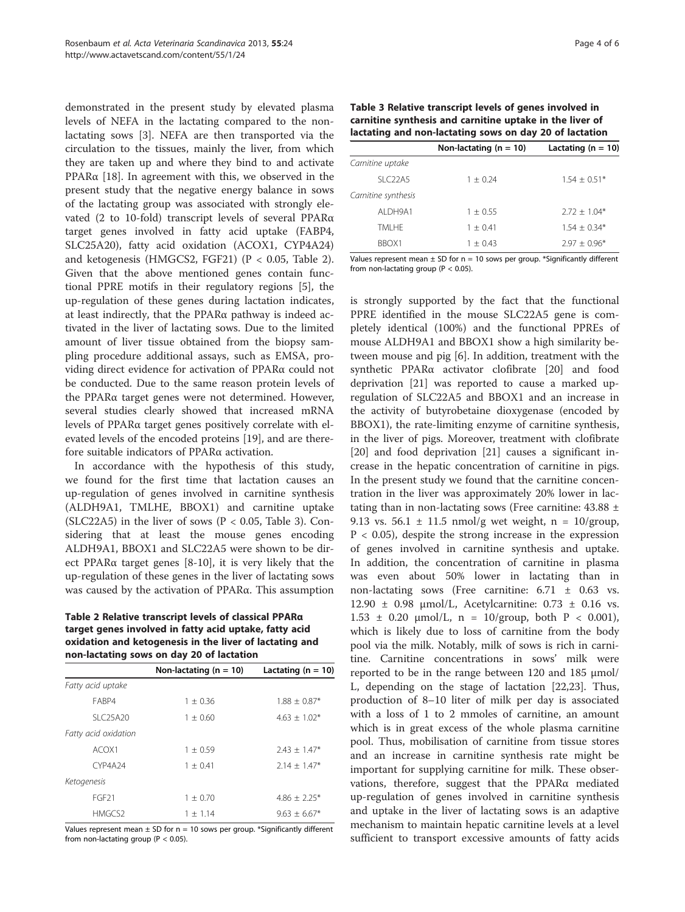demonstrated in the present study by elevated plasma levels of NEFA in the lactating compared to the non-lactating sows [3]. NEFA are then transported via the circulation to the tissues, mainly the liver, from which they are taken up and where they bind to and activate PPARα [18]. In agreement with this, we observed in the present study that the negative energy balance in sows of the lactating group was associated with strongly elevated (2 to 10-fold) transcript levels of several PPARα target genes involved in fatty acid uptake (FABP4, SLC25A20), fatty acid oxidation (ACOX1, CYP4A24) and ketogenesis (HMGCS2, FGF21) ($P < 0.05$, Table 2). Given that the above mentioned genes contain functional PPRE motifs in their regulatory regions [5], the up-regulation of these genes during lactation indicates, at least indirectly, that the PPARα pathway is indeed activated in the liver of lactating sows. Due to the limited amount of liver tissue obtained from the biopsy sampling procedure additional assays, such as EMSA, providing direct evidence for activation of PPARα could not be conducted. Due to the same reason protein levels of the PPARα target genes were not determined. However, several studies clearly showed that increased mRNA levels of PPARα target genes positively correlate with elevated levels of the encoded proteins [19], and are therefore suitable indicators of PPARα activation.

In accordance with the hypothesis of this study, we found for the first time that lactation causes an up-regulation of genes involved in carnitine synthesis (ALDH9A1, TMLHE, BBOX1) and carnitine uptake (SLC22A5) in the liver of sows ($P < 0.05$, Table 3). Considering that at least the mouse genes encoding ALDH9A1, BBOX1 and SLC22A5 were shown to be direct PPARα target genes [8-10], it is very likely that the up-regulation of these genes in the liver of lactating sows was caused by the activation of PPARα. This assumption

**Table 2 Relative transcript levels of classical PPARα target genes involved in fatty acid uptake, fatty acid oxidation and ketogenesis in the liver of lactating and non-lactating sows on day 20 of lactation**

| | Non-lactating (n = 10) | Lactating (n = 10) |
|---|---|---|
| *Fatty acid uptake* | | |
| FABP4 | 1 ± 0.36 | 1.88 ± 0.87* |
| SLC25A20 | 1 ± 0.60 | 4.63 ± 1.02* |
| *Fatty acid oxidation* | | |
| ACOX1 | 1 ± 0.59 | 2.43 ± 1.47* |
| CYP4A24 | 1 ± 0.41 | 2.14 ± 1.47* |
| *Ketogenesis* | | |
| FGF21 | 1 ± 0.70 | 4.86 ± 2.25* |
| HMGCS2 | 1 ± 1.14 | 9.63 ± 6.67* |

Values represent mean ± SD for n = 10 sows per group. *Significantly different from non-lactating group ($P < 0.05$).

**Table 3 Relative transcript levels of genes involved in carnitine synthesis and carnitine uptake in the liver of lactating and non-lactating sows on day 20 of lactation**

| | Non-lactating (n = 10) | Lactating (n = 10) |
|---|---|---|
| *Carnitine uptake* | | |
| SLC22A5 | 1 ± 0.24 | 1.54 ± 0.51* |
| *Carnitine synthesis* | | |
| ALDH9A1 | 1 ± 0.55 | 2.72 ± 1.04* |
| TMLHE | 1 ± 0.41 | 1.54 ± 0.34* |
| BBOX1 | 1 ± 0.43 | 2.97 ± 0.96* |

Values represent mean ± SD for n = 10 sows per group. *Significantly different from non-lactating group ($P < 0.05$).

is strongly supported by the fact that the functional PPRE identified in the mouse SLC22A5 gene is completely identical (100%) and the functional PPREs of mouse ALDH9A1 and BBOX1 show a high similarity between mouse and pig [6]. In addition, treatment with the synthetic PPARα activator clofibrate [20] and food deprivation [21] was reported to cause a marked up-regulation of SLC22A5 and BBOX1 and an increase in the activity of butyrobetaine dioxygenase (encoded by BBOX1), the rate-limiting enzyme of carnitine synthesis, in the liver of pigs. Moreover, treatment with clofibrate [20] and food deprivation [21] causes a significant increase in the hepatic concentration of carnitine in pigs. In the present study we found that the carnitine concentration in the liver was approximately 20% lower in lactating than in non-lactating sows (Free carnitine: 43.88 ± 9.13 vs. 56.1 ± 11.5 nmol/g wet weight, n = 10/group, $P < 0.05$), despite the strong increase in the expression of genes involved in carnitine synthesis and uptake. In addition, the concentration of carnitine in plasma was even about 50% lower in lactating than in non-lactating sows (Free carnitine: 6.71 ± 0.63 vs. 12.90 ± 0.98 μmol/L, Acetylcarnitine: 0.73 ± 0.16 vs. 1.53 ± 0.20 μmol/L, n = 10/group, both $P < 0.001$), which is likely due to loss of carnitine from the body pool via the milk. Notably, milk of sows is rich in carnitine. Carnitine concentrations in sows' milk were reported to be in the range between 120 and 185 μmol/L, depending on the stage of lactation [22,23]. Thus, production of 8–10 liter of milk per day is associated with a loss of 1 to 2 mmoles of carnitine, an amount which is in great excess of the whole plasma carnitine pool. Thus, mobilisation of carnitine from tissue stores and an increase in carnitine synthesis rate might be important for supplying carnitine for milk. These observations, therefore, suggest that the PPARα mediated up-regulation of genes involved in carnitine synthesis and uptake in the liver of lactating sows is an adaptive mechanism to maintain hepatic carnitine levels at a level sufficient to transport excessive amounts of fatty acids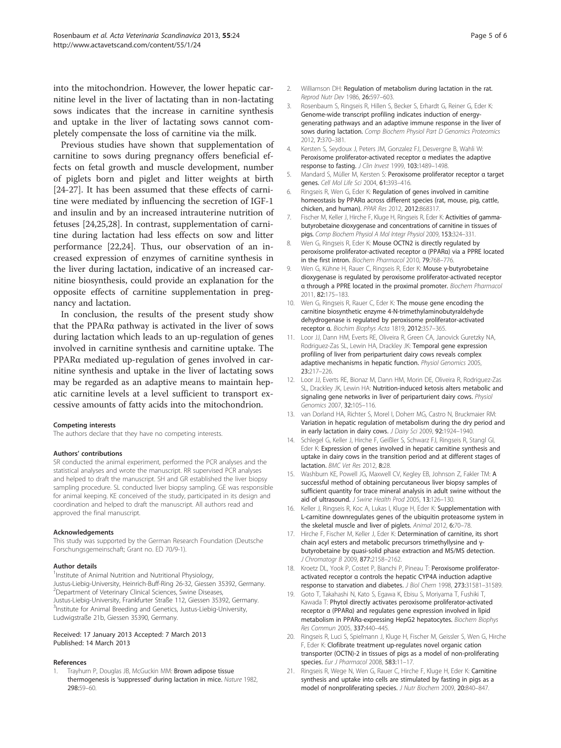into the mitochondrion. However, the lower hepatic carnitine level in the liver of lactating than in non-lactating sows indicates that the increase in carnitine synthesis and uptake in the liver of lactating sows cannot completely compensate the loss of carnitine via the milk.

Previous studies have shown that supplementation of carnitine to sows during pregnancy offers beneficial effects on fetal growth and muscle development, number of piglets born and piglet and litter weights at birth [24-27]. It has been assumed that these effects of carnitine were mediated by influencing the secretion of IGF-1 and insulin and by an increased intrauterine nutrition of fetuses [24,25,28]. In contrast, supplementation of carnitine during lactation had less effects on sow and litter performance [22,24]. Thus, our observation of an increased expression of enzymes of carnitine synthesis in the liver during lactation, indicative of an increased carnitine biosynthesis, could provide an explanation for the opposite effects of carnitine supplementation in pregnancy and lactation.

In conclusion, the results of the present study show that the PPARα pathway is activated in the liver of sows during lactation which leads to an up-regulation of genes involved in carnitine synthesis and carnitine uptake. The PPARα mediated up-regulation of genes involved in carnitine synthesis and uptake in the liver of lactating sows may be regarded as an adaptive means to maintain hepatic carnitine levels at a level sufficient to transport excessive amounts of fatty acids into the mitochondrion.

#### Competing interests
The authors declare that they have no competing interests.

#### Authors' contributions
SR conducted the animal experiment, performed the PCR analyses and the statistical analyses and wrote the manuscript. RR supervised PCR analyses and helped to draft the manuscript. SH and GR established the liver biopsy sampling procedure. SL conducted liver biopsy sampling. GE was responsible for animal keeping. KE conceived of the study, participated in its design and coordination and helped to draft the manuscript. All authors read and approved the final manuscript.

#### Acknowledgements
This study was supported by the German Research Foundation (Deutsche Forschungsgemeinschaft; Grant no. ED 70/9-1).

#### Author details
[1]Institute of Animal Nutrition and Nutritional Physiology, Justus-Liebig-University, Heinrich-Buff-Ring 26-32, Giessen 35392, Germany. [2]Department of Veterinary Clinical Sciences, Swine Diseases, Justus-Liebig-University, Frankfurter Straße 112, Giessen 35392, Germany. [3]Institute for Animal Breeding and Genetics, Justus-Liebig-University, Ludwigstraße 21b, Giessen 35390, Germany.

Received: 17 January 2013 Accepted: 7 March 2013
Published: 14 March 2013

#### References
1. Trayhurn P, Douglas JB, McGuckin MM: **Brown adipose tissue thermogenesis is 'suppressed' during lactation in mice.** *Nature* 1982, **298:**59–60.
2. Williamson DH: **Regulation of metabolism during lactation in the rat.** *Reprod Nutr Dev* 1986, **26:**597–603.
3. Rosenbaum S, Ringseis R, Hillen S, Becker S, Erhardt G, Reiner G, Eder K: **Genome-wide transcript profiling indicates induction of energy-generating pathways and an adaptive immune response in the liver of sows during lactation.** *Comp Biochem Physiol Part D Genomics Proteomics* 2012, **7:**370–381.
4. Kersten S, Seydoux J, Peters JM, Gonzalez FJ, Desvergne B, Wahli W: **Peroxisome proliferator-activated receptor α mediates the adaptive response to fasting.** *J Clin Invest* 1999, **103:**1489–1498.
5. Mandard S, Müller M, Kersten S: **Peroxisome proliferator receptor α target genes.** *Cell Mol Life Sci* 2004, **61:**393–416.
6. Ringseis R, Wen G, Eder K: **Regulation of genes involved in carnitine homeostasis by PPARα across different species (rat, mouse, pig, cattle, chicken, and human).** *PPAR Res* 2012, **2012:**868317.
7. Fischer M, Keller J, Hirche F, Kluge H, Ringseis R, Eder K: **Activities of gamma-butyrobetaine dioxygenase and concentrations of carnitine in tissues of pigs.** *Comp Biochem Physiol A Mol Integr Physiol* 2009, **153:**324–331.
8. Wen G, Ringseis R, Eder K: **Mouse OCTN2 is directly regulated by peroxisome proliferator-activated receptor α (PPARα) via a PPRE located in the first intron.** *Biochem Pharmacol* 2010, **79:**768–776.
9. Wen G, Kühne H, Rauer C, Ringseis R, Eder K: **Mouse γ-butyrobetaine dioxygenase is regulated by peroxisome proliferator-activated receptor α through a PPRE located in the proximal promoter.** *Biochem Pharmacol* 2011, **82:**175–183.
10. Wen G, Ringseis R, Rauer C, Eder K: **The mouse gene encoding the carnitine biosynthetic enzyme 4-N-trimethylaminobutyraldehyde dehydrogenase is regulated by peroxisome proliferator-activated receptor α.** *Biochim Biophys Acta* 1819, **2012:**357–365.
11. Loor JJ, Dann HM, Everts RE, Oliveira R, Green CA, Janovick Guretzky NA, Rodriguez-Zas SL, Lewin HA, Drackley JK: **Temporal gene expression profiling of liver from periparturient dairy cows reveals complex adaptive mechanisms in hepatic function.** *Physiol Genomics* 2005, **23:**217–226.
12. Loor JJ, Everts RE, Bionaz M, Dann HM, Morin DE, Oliveira R, Rodriguez-Zas SL, Drackley JK, Lewin HA: **Nutrition-induced ketosis alters metabolic and signaling gene networks in liver of periparturient dairy cows.** *Physiol Genomics* 2007, **32:**105–116.
13. van Dorland HA, Richter S, Morel I, Doherr MG, Castro N, Bruckmaier RM: **Variation in hepatic regulation of metabolism during the dry period and in early lactation in dairy cows.** *J Dairy Sci* 2009, **92:**1924–1940.
14. Schlegel G, Keller J, Hirche F, Geißler S, Schwarz FJ, Ringseis R, Stangl GI, Eder K: **Expression of genes involved in hepatic carnitine synthesis and uptake in dairy cows in the transition period and at different stages of lactation.** *BMC Vet Res* 2012, **8:**28.
15. Washburn KE, Powell JG, Maxwell CV, Kegley EB, Johnson Z, Fakler TM: **A successful method of obtaining percutaneous liver biopsy samples of sufficient quantity for trace mineral analysis in adult swine without the aid of ultrasound.** *J Swine Health Prod* 2005, **13:**126–130.
16. Keller J, Ringseis R, Koc A, Lukas I, Kluge H, Eder K: **Supplementation with L-carnitine downregulates genes of the ubiquitin proteasome system in the skeletal muscle and liver of piglets.** *Animal* 2012, **6:**70–78.
17. Hirche F, Fischer M, Keller J, Eder K: **Determination of carnitine, its short chain acyl esters and metabolic precursors trimethyllysine and γ-butyrobetaine by quasi-solid phase extraction and MS/MS detection.** *J Chromatogr B* 2009, **877:**2158–2162.
18. Kroetz DL, Yook P, Costet P, Bianchi P, Pineau T: **Peroxisome proliferator-activated receptor α controls the hepatic CYP4A induction adaptive response to starvation and diabetes.** *J Biol Chem* 1998, **273:**31581–31589.
19. Goto T, Takahashi N, Kato S, Egawa K, Ebisu S, Moriyama T, Fushiki T, Kawada T: **Phytol directly activates peroxisome proliferator-activated receptor α (PPARα) and regulates gene expression involved in lipid metabolism in PPARα-expressing HepG2 hepatocytes.** *Biochem Biophys Res Commun* 2005, **337:**440–445.
20. Ringseis R, Luci S, Spielmann J, Kluge H, Fischer M, Geissler S, Wen G, Hirche F, Eder K: **Clofibrate treatment up-regulates novel organic cation transporter (OCTN)-2 in tissues of pigs as a model of non-proliferating species.** *Eur J Pharmacol* 2008, **583:**11–17.
21. Ringseis R, Wege N, Wen G, Rauer C, Hirche F, Kluge H, Eder K: **Carnitine synthesis and uptake into cells are stimulated by fasting in pigs as a model of nonproliferating species.** *J Nutr Biochem* 2009, **20:**840–847.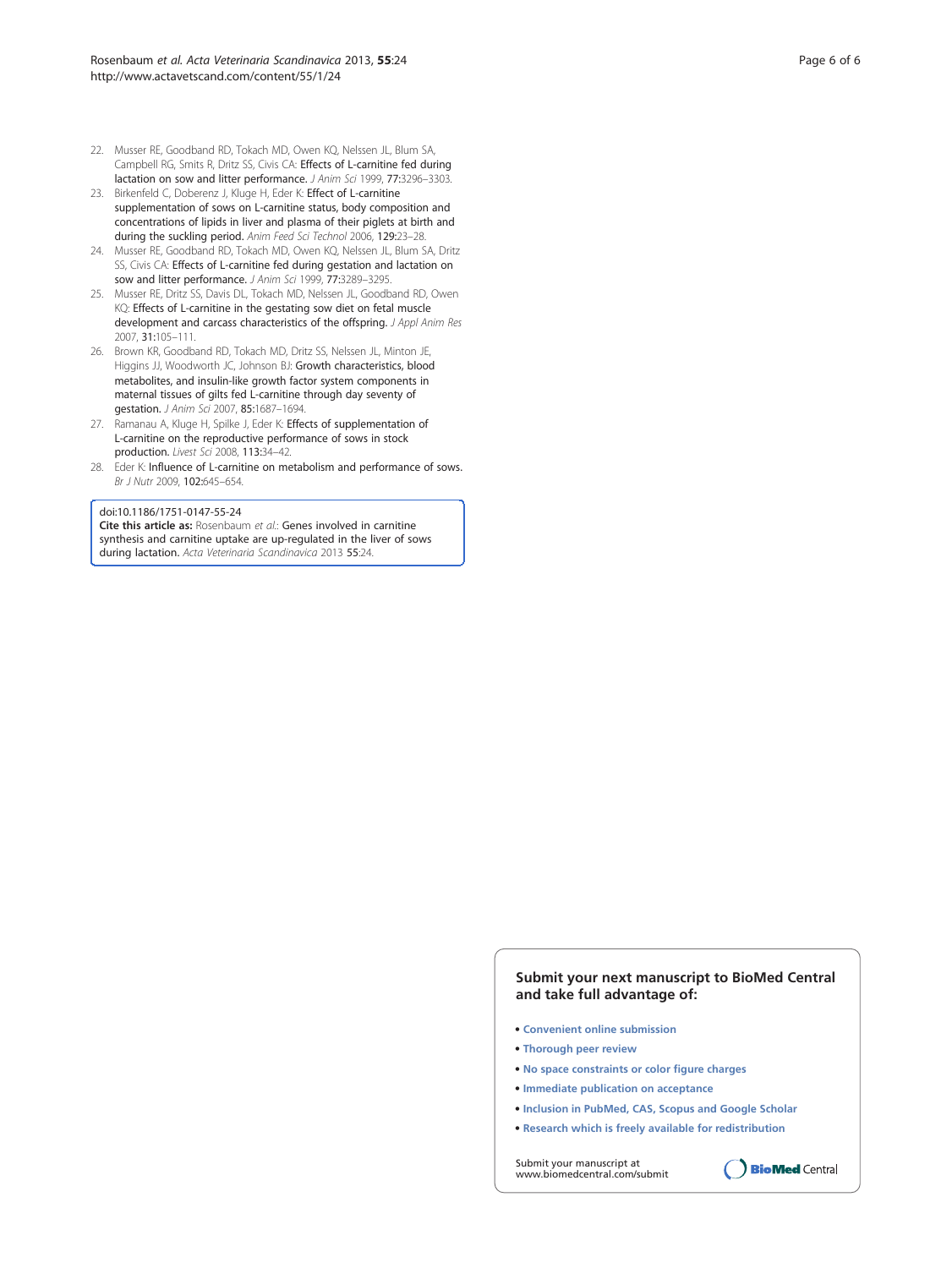22. Musser RE, Goodband RD, Tokach MD, Owen KQ, Nelssen JL, Blum SA, Campbell RG, Smits R, Dritz SS, Civis CA: **Effects of L-carnitine fed during lactation on sow and litter performance.** *J Anim Sci* 1999, **77:**3296–3303.
23. Birkenfeld C, Doberenz J, Kluge H, Eder K: **Effect of L-carnitine supplementation of sows on L-carnitine status, body composition and concentrations of lipids in liver and plasma of their piglets at birth and during the suckling period.** *Anim Feed Sci Technol* 2006, **129:**23–28.
24. Musser RE, Goodband RD, Tokach MD, Owen KQ, Nelssen JL, Blum SA, Dritz SS, Civis CA: **Effects of L-carnitine fed during gestation and lactation on sow and litter performance.** *J Anim Sci* 1999, **77:**3289–3295.
25. Musser RE, Dritz SS, Davis DL, Tokach MD, Nelssen JL, Goodband RD, Owen KQ: **Effects of L-carnitine in the gestating sow diet on fetal muscle development and carcass characteristics of the offspring.** *J Appl Anim Res* 2007, **31:**105–111.
26. Brown KR, Goodband RD, Tokach MD, Dritz SS, Nelssen JL, Minton JE, Higgins JJ, Woodworth JC, Johnson BJ: **Growth characteristics, blood metabolites, and insulin-like growth factor system components in maternal tissues of gilts fed L-carnitine through day seventy of gestation.** *J Anim Sci* 2007, **85:**1687–1694.
27. Ramanau A, Kluge H, Spilke J, Eder K: **Effects of supplementation of L-carnitine on the reproductive performance of sows in stock production.** *Livest Sci* 2008, **113:**34–42.
28. Eder K: **Influence of L-carnitine on metabolism and performance of sows.** *Br J Nutr* 2009, **102:**645–654.

doi:10.1186/1751-0147-55-24
**Cite this article as:** Rosenbaum *et al.*: Genes involved in carnitine synthesis and carnitine uptake are up-regulated in the liver of sows during lactation. *Acta Veterinaria Scandinavica* 2013 **55**:24.

**Submit your next manuscript to BioMed Central and take full advantage of:**

- **Convenient online submission**
- **Thorough peer review**
- **No space constraints or color figure charges**
- **Immediate publication on acceptance**
- **Inclusion in PubMed, CAS, Scopus and Google Scholar**
- **Research which is freely available for redistribution**

Submit your manuscript at
www.biomedcentral.com/submit